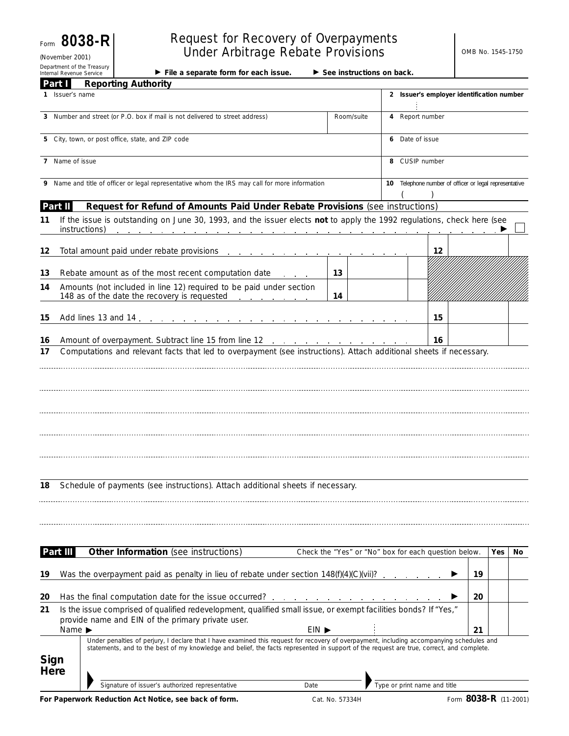Form **8038-R**

(November 2001)

Department of the Treasury
Internal Revenue Service

# Request for Recovery of Overpayments Under Arbitrage Rebate Provisions

OMB No. 1545-1750

► **File a separate form for each issue.** ► **See instructions on back.**

## Part I Reporting Authority

| | |
|---|---|
| **1** Issuer's name | **2 Issuer's employer identification number** |
| **3** Number and street (or P.O. box if mail is not delivered to street address) — Room/suite | **4** Report number |
| **5** City, town, or post office, state, and ZIP code | **6** Date of issue |
| **7** Name of issue | **8** CUSIP number |
| **9** Name and title of officer or legal representative whom the IRS may call for more information | **10** Telephone number of officer or legal representative ( ) |

## Part II Request for Refund of Amounts Paid Under Rebate Provisions (see instructions)

**11** If the issue is outstanding on June 30, 1993, and the issuer elects **not** to apply the 1992 regulations, check here (see instructions) ► ☐

| Line | Description | | | | |
|---|---|---|---|---|---|
| **12** | Total amount paid under rebate provisions | | | **12** | |
| **13** | Rebate amount as of the most recent computation date | **13** | | | |
| **14** | Amounts (not included in line 12) required to be paid under section 148 as of the date the recovery is requested | **14** | | | |
| **15** | Add lines 13 and 14 | | | **15** | |
| **16** | Amount of overpayment. Subtract line 15 from line 12 | | | **16** | |

**17** Computations and relevant facts that led to overpayment (see instructions). Attach additional sheets if necessary.

**18** Schedule of payments (see instructions). Attach additional sheets if necessary.

## Part III Other Information (see instructions)

Check the "Yes" or "No" box for each question below.

| | | | Yes | No |
|---|---|---|---|---|
| **19** | Was the overpayment paid as penalty in lieu of rebate under section 148(f)(4)(C)(vii)? ► | **19** | | |
| **20** | Has the final computation date for the issue occurred? ► | **20** | | |
| **21** | Is the issue comprised of qualified redevelopment, qualified small issue, or exempt facilities bonds? If "Yes," provide name and EIN of the primary private user. Name ► EIN ► | **21** | | |

**Sign Here**

Under penalties of perjury, I declare that I have examined this request for recovery of overpayment, including accompanying schedules and statements, and to the best of my knowledge and belief, the facts represented in support of the request are true, correct, and complete.

Signature of issuer's authorized representative — Date — Type or print name and title

**For Paperwork Reduction Act Notice, see back of form.** Cat. No. 57334H Form **8038-R** (11-2001)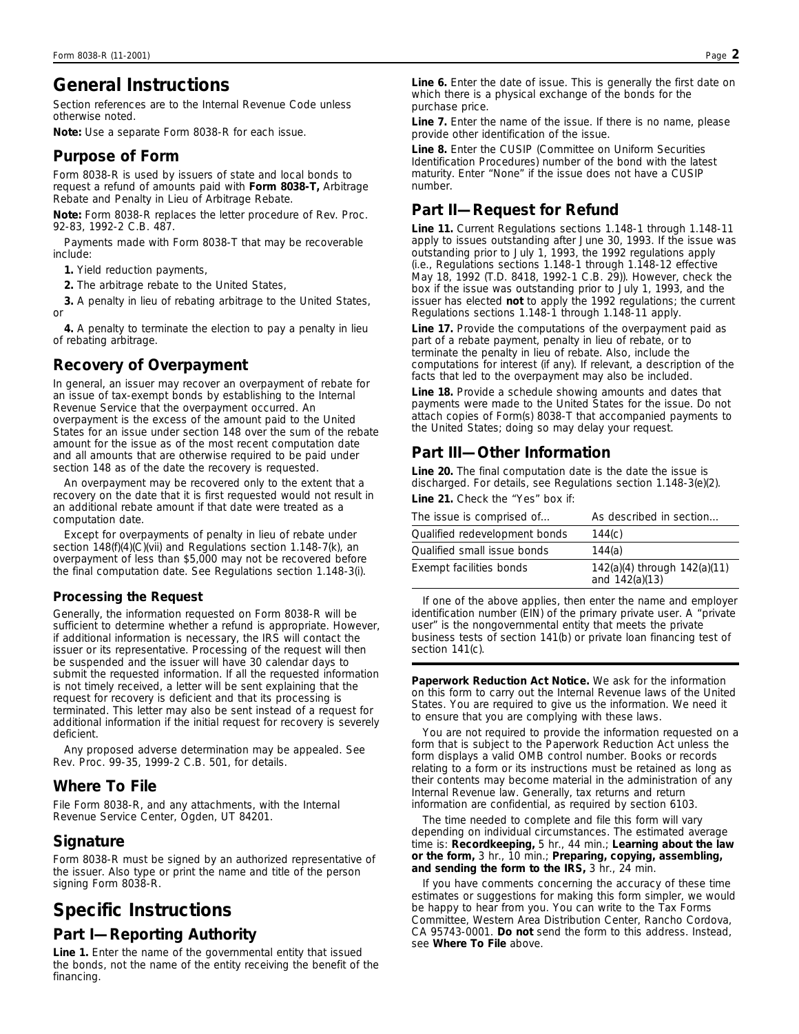# General Instructions

Section references are to the Internal Revenue Code unless otherwise noted.

**Note:** Use a separate Form 8038-R for each issue.

## Purpose of Form

Form 8038-R is used by issuers of state and local bonds to request a refund of amounts paid with **Form 8038-T,** Arbitrage Rebate and Penalty in Lieu of Arbitrage Rebate.

**Note:** Form 8038-R replaces the letter procedure of Rev. Proc. 92-83, 1992-2 C.B. 487.

Payments made with Form 8038-T that may be recoverable include:

**1.** Yield reduction payments,

**2.** The arbitrage rebate to the United States,

**3.** A penalty in lieu of rebating arbitrage to the United States, or

**4.** A penalty to terminate the election to pay a penalty in lieu of rebating arbitrage.

## Recovery of Overpayment

In general, an issuer may recover an overpayment of rebate for an issue of tax-exempt bonds by establishing to the Internal Revenue Service that the overpayment occurred. An overpayment is the excess of the amount paid to the United States for an issue under section 148 over the sum of the rebate amount for the issue as of the most recent computation date and all amounts that are otherwise required to be paid under section 148 as of the date the recovery is requested.

An overpayment may be recovered only to the extent that a recovery on the date that it is first requested would not result in an additional rebate amount if that date were treated as a computation date.

Except for overpayments of penalty in lieu of rebate under section 148(f)(4)(C)(vii) and Regulations section 1.148-7(k), an overpayment of less than $5,000 may not be recovered before the final computation date. See Regulations section 1.148-3(i).

### Processing the Request

Generally, the information requested on Form 8038-R will be sufficient to determine whether a refund is appropriate. However, if additional information is necessary, the IRS will contact the issuer or its representative. Processing of the request will then be suspended and the issuer will have 30 calendar days to submit the requested information. If all the requested information is not timely received, a letter will be sent explaining that the request for recovery is deficient and that its processing is terminated. This letter may also be sent instead of a request for additional information if the initial request for recovery is severely deficient.

Any proposed adverse determination may be appealed. See Rev. Proc. 99-35, 1999-2 C.B. 501, for details.

## Where To File

File Form 8038-R, and any attachments, with the Internal Revenue Service Center, Ogden, UT 84201.

## Signature

Form 8038-R must be signed by an authorized representative of the issuer. Also type or print the name and title of the person signing Form 8038-R.

# Specific Instructions

## Part I—Reporting Authority

**Line 1.** Enter the name of the governmental entity that issued the bonds, not the name of the entity receiving the benefit of the financing.

**Line 6.** Enter the date of issue. This is generally the first date on which there is a physical exchange of the bonds for the purchase price.

**Line 7.** Enter the name of the issue. If there is no name, please provide other identification of the issue.

**Line 8.** Enter the CUSIP (Committee on Uniform Securities Identification Procedures) number of the bond with the latest maturity. Enter "None" if the issue does not have a CUSIP number.

## Part II—Request for Refund

**Line 11.** Current Regulations sections 1.148-1 through 1.148-11 apply to issues outstanding after June 30, 1993. If the issue was outstanding prior to July 1, 1993, the 1992 regulations apply (i.e., Regulations sections 1.148-1 through 1.148-12 effective May 18, 1992 (T.D. 8418, 1992-1 C.B. 29)). However, check the box if the issue was outstanding prior to July 1, 1993, and the issuer has elected **not** to apply the 1992 regulations; the current Regulations sections 1.148-1 through 1.148-11 apply.

**Line 17.** Provide the computations of the overpayment paid as part of a rebate payment, penalty in lieu of rebate, or to terminate the penalty in lieu of rebate. Also, include the computations for interest (if any). If relevant, a description of the facts that led to the overpayment may also be included.

**Line 18.** Provide a schedule showing amounts and dates that payments were made to the United States for the issue. Do not attach copies of Form(s) 8038-T that accompanied payments to the United States; doing so may delay your request.

## Part III—Other Information

**Line 20.** The final computation date is the date the issue is discharged. For details, see Regulations section 1.148-3(e)(2).

**Line 21.** Check the "Yes" box if:

| The issue is comprised of... | As described in section... |
|---|---|
| Qualified redevelopment bonds | 144(c) |
| Qualified small issue bonds | 144(a) |
| Exempt facilities bonds | 142(a)(4) through 142(a)(11) and 142(a)(13) |

If one of the above applies, then enter the name and employer identification number (EIN) of the primary private user. A "private user" is the nongovernmental entity that meets the private business tests of section 141(b) or private loan financing test of section 141(c).

**Paperwork Reduction Act Notice.** We ask for the information on this form to carry out the Internal Revenue laws of the United States. You are required to give us the information. We need it to ensure that you are complying with these laws.

You are not required to provide the information requested on a form that is subject to the Paperwork Reduction Act unless the form displays a valid OMB control number. Books or records relating to a form or its instructions must be retained as long as their contents may become material in the administration of any Internal Revenue law. Generally, tax returns and return information are confidential, as required by section 6103.

The time needed to complete and file this form will vary depending on individual circumstances. The estimated average time is: **Recordkeeping,** 5 hr., 44 min.; **Learning about the law or the form,** 3 hr., 10 min.; **Preparing, copying, assembling, and sending the form to the IRS,** 3 hr., 24 min.

If you have comments concerning the accuracy of these time estimates or suggestions for making this form simpler, we would be happy to hear from you. You can write to the Tax Forms Committee, Western Area Distribution Center, Rancho Cordova, CA 95743-0001. **Do not** send the form to this address. Instead, see **Where To File** above.